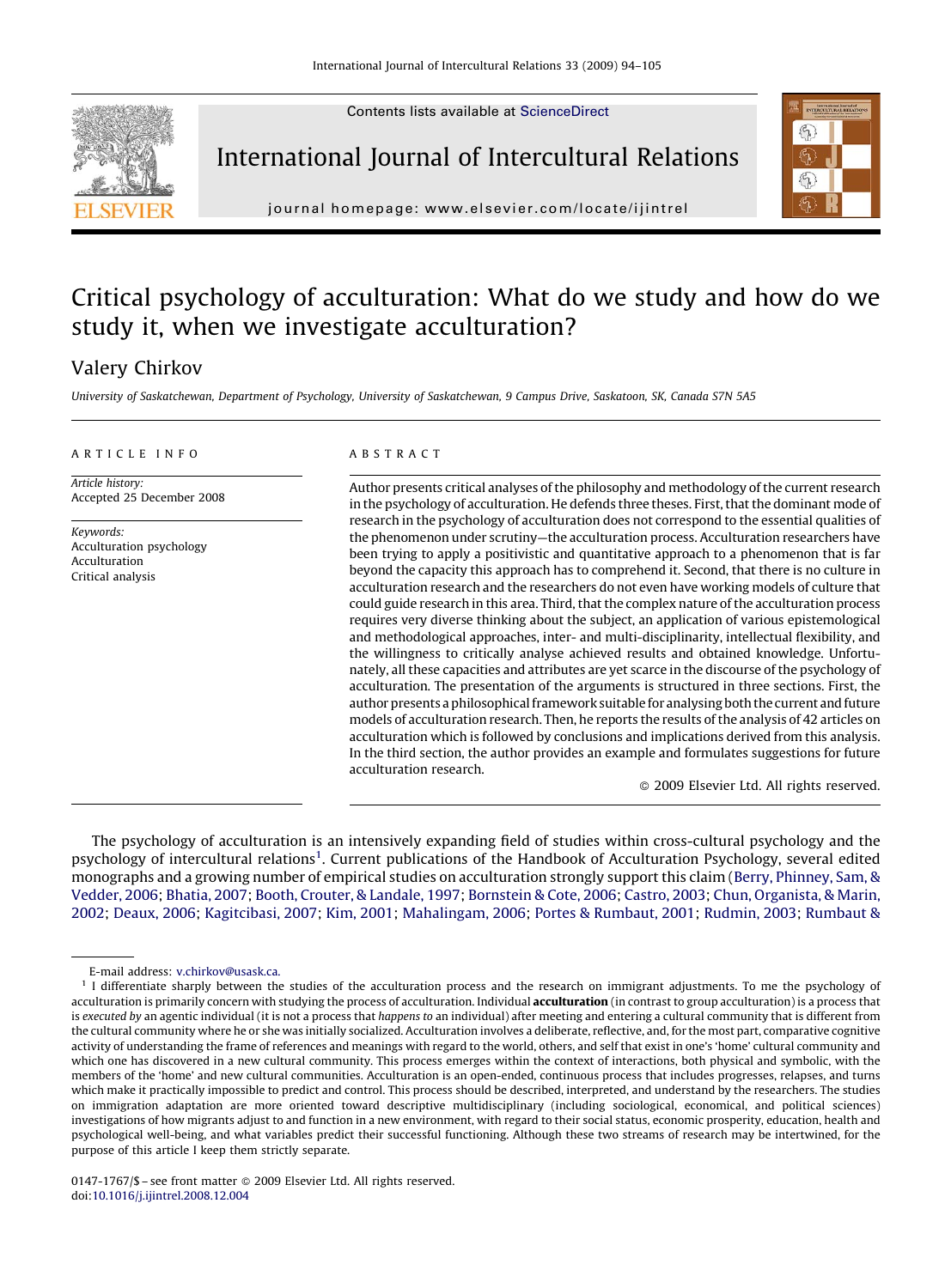Contents lists available at ScienceDirect

International Journal of Intercultural Relations

journal homepage: www.elsevier.com/locate/ijintrel

# Critical psychology of acculturation: What do we study and how do we study it, when we investigate acculturation?

Valery Chirkov

*University of Saskatchewan, Department of Psychology, University of Saskatchewan, 9 Campus Drive, Saskatoon, SK, Canada S7N 5A5*

## ARTICLE INFO

*Article history:*
Accepted 25 December 2008

*Keywords:*
Acculturation psychology
Acculturation
Critical analysis

## ABSTRACT

Author presents critical analyses of the philosophy and methodology of the current research in the psychology of acculturation. He defends three theses. First, that the dominant mode of research in the psychology of acculturation does not correspond to the essential qualities of the phenomenon under scrutiny—the acculturation process. Acculturation researchers have been trying to apply a positivistic and quantitative approach to a phenomenon that is far beyond the capacity this approach has to comprehend it. Second, that there is no culture in acculturation research and the researchers do not even have working models of culture that could guide research in this area. Third, that the complex nature of the acculturation process requires very diverse thinking about the subject, an application of various epistemological and methodological approaches, inter- and multi-disciplinarity, intellectual flexibility, and the willingness to critically analyse achieved results and obtained knowledge. Unfortunately, all these capacities and attributes are yet scarce in the discourse of the psychology of acculturation. The presentation of the arguments is structured in three sections. First, the author presents a philosophical framework suitable for analysing both the current and future models of acculturation research. Then, he reports the results of the analysis of 42 articles on acculturation which is followed by conclusions and implications derived from this analysis. In the third section, the author provides an example and formulates suggestions for future acculturation research.

© 2009 Elsevier Ltd. All rights reserved.

The psychology of acculturation is an intensively expanding field of studies within cross-cultural psychology and the psychology of intercultural relations[1]. Current publications of the Handbook of Acculturation Psychology, several edited monographs and a growing number of empirical studies on acculturation strongly support this claim (Berry, Phinney, Sam, & Vedder, 2006; Bhatia, 2007; Booth, Crouter, & Landale, 1997; Bornstein & Cote, 2006; Castro, 2003; Chun, Organista, & Marin, 2002; Deaux, 2006; Kagitcibasi, 2007; Kim, 2001; Mahalingam, 2006; Portes & Rumbaut, 2001; Rudmin, 2003; Rumbaut &

E-mail address: v.chirkov@usask.ca.

[1] I differentiate sharply between the studies of the acculturation process and the research on immigrant adjustments. To me the psychology of acculturation is primarily concern with studying the process of acculturation. Individual **acculturation** (in contrast to group acculturation) is a process that is *executed by* an agentic individual (it is not a process that *happens to* an individual) after meeting and entering a cultural community that is different from the cultural community where he or she was initially socialized. Acculturation involves a deliberate, reflective, and, for the most part, comparative cognitive activity of understanding the frame of references and meanings with regard to the world, others, and self that exist in one's 'home' cultural community and which one has discovered in a new cultural community. This process emerges within the context of interactions, both physical and symbolic, with the members of the 'home' and new cultural communities. Acculturation is an open-ended, continuous process that includes progresses, relapses, and turns which make it practically impossible to predict and control. This process should be described, interpreted, and understand by the researchers. The studies on immigration adaptation are more oriented toward descriptive multidisciplinary (including sociological, economical, and political sciences) investigations of how migrants adjust to and function in a new environment, with regard to their social status, economic prosperity, education, health and psychological well-being, and what variables predict their successful functioning. Although these two streams of research may be intertwined, for the purpose of this article I keep them strictly separate.

0147-1767/$ – see front matter © 2009 Elsevier Ltd. All rights reserved.
doi:10.1016/j.ijintrel.2008.12.004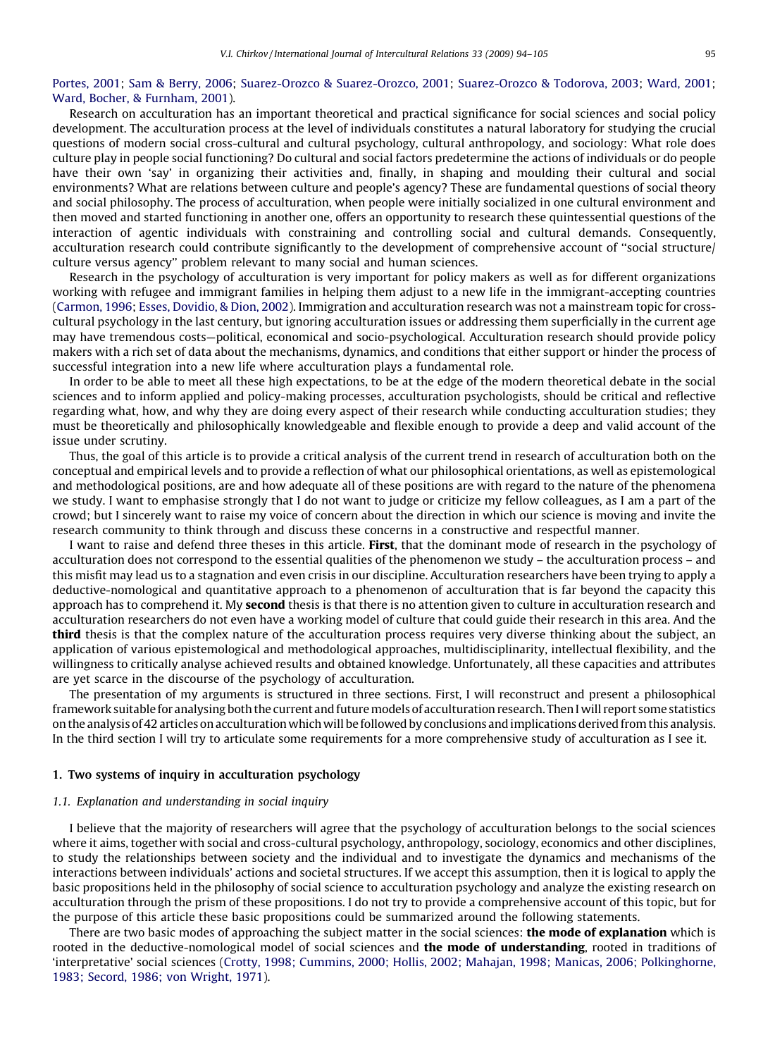Portes, 2001; Sam & Berry, 2006; Suarez-Orozco & Suarez-Orozco, 2001; Suarez-Orozco & Todorova, 2003; Ward, 2001; Ward, Bocher, & Furnham, 2001).

Research on acculturation has an important theoretical and practical significance for social sciences and social policy development. The acculturation process at the level of individuals constitutes a natural laboratory for studying the crucial questions of modern social cross-cultural and cultural psychology, cultural anthropology, and sociology: What role does culture play in people social functioning? Do cultural and social factors predetermine the actions of individuals or do people have their own 'say' in organizing their activities and, finally, in shaping and moulding their cultural and social environments? What are relations between culture and people's agency? These are fundamental questions of social theory and social philosophy. The process of acculturation, when people were initially socialized in one cultural environment and then moved and started functioning in another one, offers an opportunity to research these quintessential questions of the interaction of agentic individuals with constraining and controlling social and cultural demands. Consequently, acculturation research could contribute significantly to the development of comprehensive account of "social structure/culture versus agency" problem relevant to many social and human sciences.

Research in the psychology of acculturation is very important for policy makers as well as for different organizations working with refugee and immigrant families in helping them adjust to a new life in the immigrant-accepting countries (Carmon, 1996; Esses, Dovidio, & Dion, 2002). Immigration and acculturation research was not a mainstream topic for cross-cultural psychology in the last century, but ignoring acculturation issues or addressing them superficially in the current age may have tremendous costs—political, economical and socio-psychological. Acculturation research should provide policy makers with a rich set of data about the mechanisms, dynamics, and conditions that either support or hinder the process of successful integration into a new life where acculturation plays a fundamental role.

In order to be able to meet all these high expectations, to be at the edge of the modern theoretical debate in the social sciences and to inform applied and policy-making processes, acculturation psychologists, should be critical and reflective regarding what, how, and why they are doing every aspect of their research while conducting acculturation studies; they must be theoretically and philosophically knowledgeable and flexible enough to provide a deep and valid account of the issue under scrutiny.

Thus, the goal of this article is to provide a critical analysis of the current trend in research of acculturation both on the conceptual and empirical levels and to provide a reflection of what our philosophical orientations, as well as epistemological and methodological positions, are and how adequate all of these positions are with regard to the nature of the phenomena we study. I want to emphasise strongly that I do not want to judge or criticize my fellow colleagues, as I am a part of the crowd; but I sincerely want to raise my voice of concern about the direction in which our science is moving and invite the research community to think through and discuss these concerns in a constructive and respectful manner.

I want to raise and defend three theses in this article. **First**, that the dominant mode of research in the psychology of acculturation does not correspond to the essential qualities of the phenomenon we study – the acculturation process – and this misfit may lead us to a stagnation and even crisis in our discipline. Acculturation researchers have been trying to apply a deductive-nomological and quantitative approach to a phenomenon of acculturation that is far beyond the capacity this approach has to comprehend it. My **second** thesis is that there is no attention given to culture in acculturation research and acculturation researchers do not even have a working model of culture that could guide their research in this area. And the **third** thesis is that the complex nature of the acculturation process requires very diverse thinking about the subject, an application of various epistemological and methodological approaches, multidisciplinarity, intellectual flexibility, and the willingness to critically analyse achieved results and obtained knowledge. Unfortunately, all these capacities and attributes are yet scarce in the discourse of the psychology of acculturation.

The presentation of my arguments is structured in three sections. First, I will reconstruct and present a philosophical framework suitable for analysing both the current and future models of acculturation research. Then I will report some statistics on the analysis of 42 articles on acculturation which will be followed by conclusions and implications derived from this analysis. In the third section I will try to articulate some requirements for a more comprehensive study of acculturation as I see it.

## 1. Two systems of inquiry in acculturation psychology

### 1.1. Explanation and understanding in social inquiry

I believe that the majority of researchers will agree that the psychology of acculturation belongs to the social sciences where it aims, together with social and cross-cultural psychology, anthropology, sociology, economics and other disciplines, to study the relationships between society and the individual and to investigate the dynamics and mechanisms of the interactions between individuals' actions and societal structures. If we accept this assumption, then it is logical to apply the basic propositions held in the philosophy of social science to acculturation psychology and analyze the existing research on acculturation through the prism of these propositions. I do not try to provide a comprehensive account of this topic, but for the purpose of this article these basic propositions could be summarized around the following statements.

There are two basic modes of approaching the subject matter in the social sciences: **the mode of explanation** which is rooted in the deductive-nomological model of social sciences and **the mode of understanding**, rooted in traditions of 'interpretative' social sciences (Crotty, 1998; Cummins, 2000; Hollis, 2002; Mahajan, 1998; Manicas, 2006; Polkinghorne, 1983; Secord, 1986; von Wright, 1971).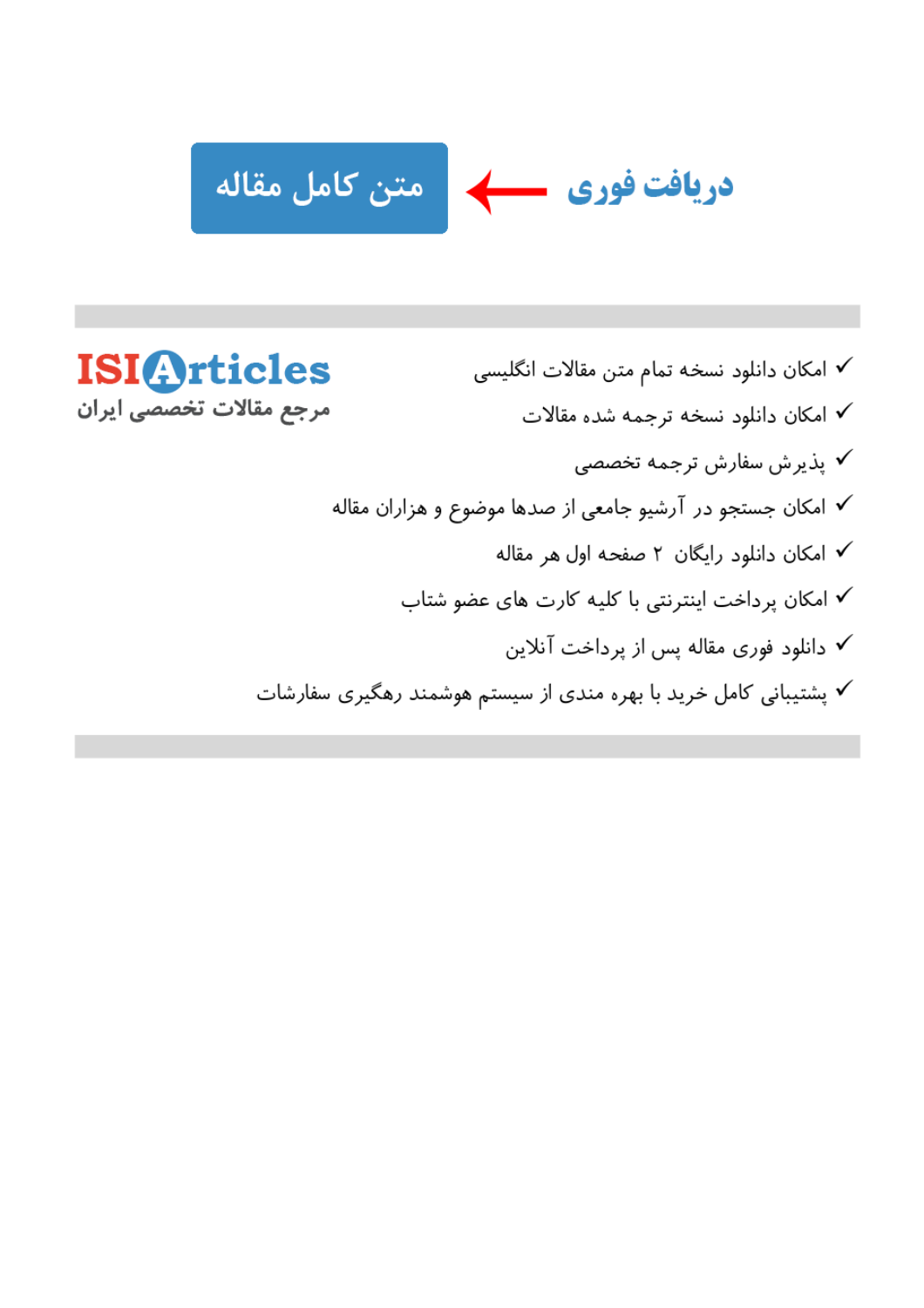دریافت فوری ← متن کامل مقاله

**ISIArticles**
مرجع مقالات تخصصی ایران

- ✓ امکان دانلود نسخه تمام متن مقالات انگلیسی
- ✓ امکان دانلود نسخه ترجمه شده مقالات
- ✓ پذیرش سفارش ترجمه تخصصی
- ✓ امکان جستجو در آرشیو جامعی از صدها موضوع و هزاران مقاله
- ✓ امکان دانلود رایگان ۲ صفحه اول هر مقاله
- ✓ امکان پرداخت اینترنتی با کلیه کارت های عضو شتاب
- ✓ دانلود فوری مقاله پس از پرداخت آنلاین
- ✓ پشتیبانی کامل خرید با بهره مندی از سیستم هوشمند رهگیری سفارشات